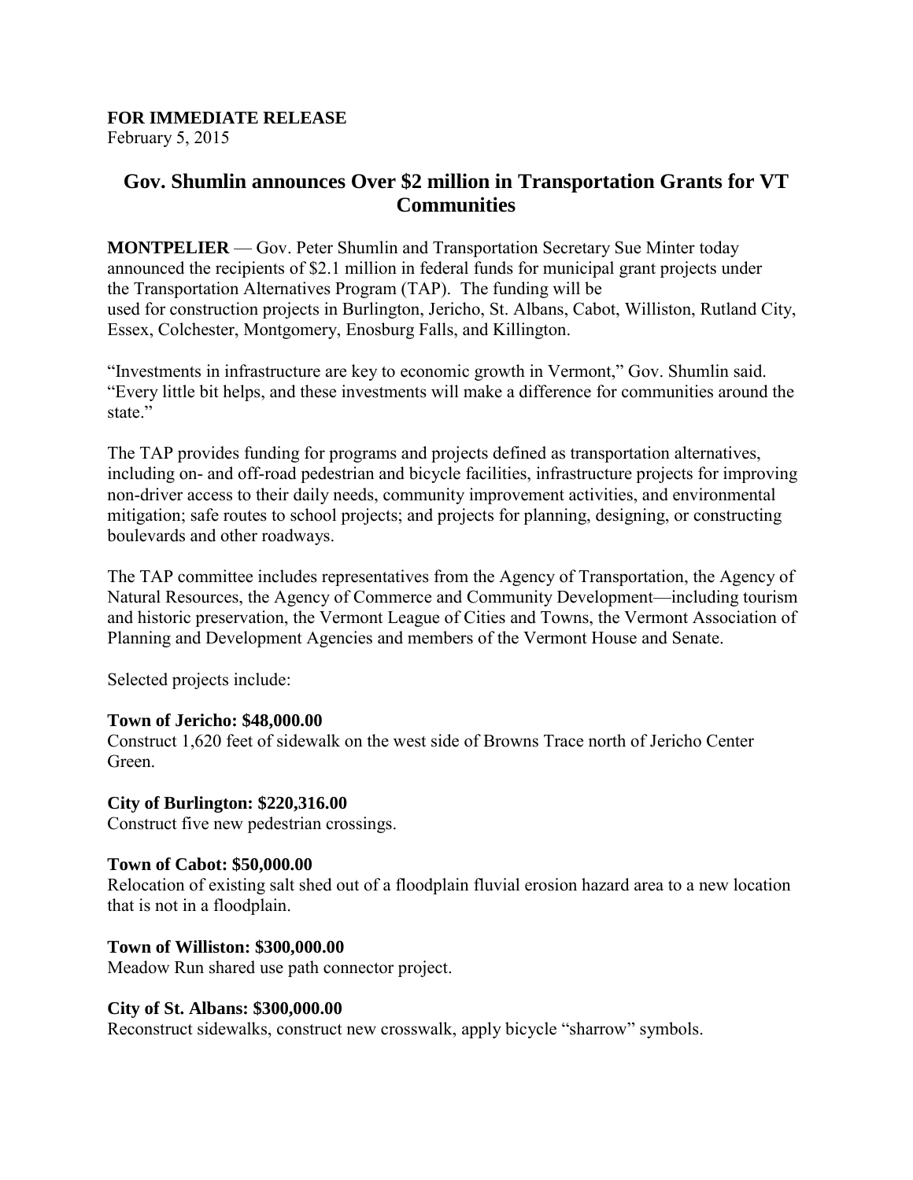**FOR IMMEDIATE RELEASE**
February 5, 2015

# Gov. Shumlin announces Over $2 million in Transportation Grants for VT Communities

**MONTPELIER** — Gov. Peter Shumlin and Transportation Secretary Sue Minter today announced the recipients of $2.1 million in federal funds for municipal grant projects under the Transportation Alternatives Program (TAP). The funding will be used for construction projects in Burlington, Jericho, St. Albans, Cabot, Williston, Rutland City, Essex, Colchester, Montgomery, Enosburg Falls, and Killington.

"Investments in infrastructure are key to economic growth in Vermont," Gov. Shumlin said. "Every little bit helps, and these investments will make a difference for communities around the state."

The TAP provides funding for programs and projects defined as transportation alternatives, including on- and off-road pedestrian and bicycle facilities, infrastructure projects for improving non-driver access to their daily needs, community improvement activities, and environmental mitigation; safe routes to school projects; and projects for planning, designing, or constructing boulevards and other roadways.

The TAP committee includes representatives from the Agency of Transportation, the Agency of Natural Resources, the Agency of Commerce and Community Development—including tourism and historic preservation, the Vermont League of Cities and Towns, the Vermont Association of Planning and Development Agencies and members of the Vermont House and Senate.

Selected projects include:

**Town of Jericho: $48,000.00**
Construct 1,620 feet of sidewalk on the west side of Browns Trace north of Jericho Center Green.

**City of Burlington: $220,316.00**
Construct five new pedestrian crossings.

**Town of Cabot: $50,000.00**
Relocation of existing salt shed out of a floodplain fluvial erosion hazard area to a new location that is not in a floodplain.

**Town of Williston: $300,000.00**
Meadow Run shared use path connector project.

**City of St. Albans: $300,000.00**
Reconstruct sidewalks, construct new crosswalk, apply bicycle "sharrow" symbols.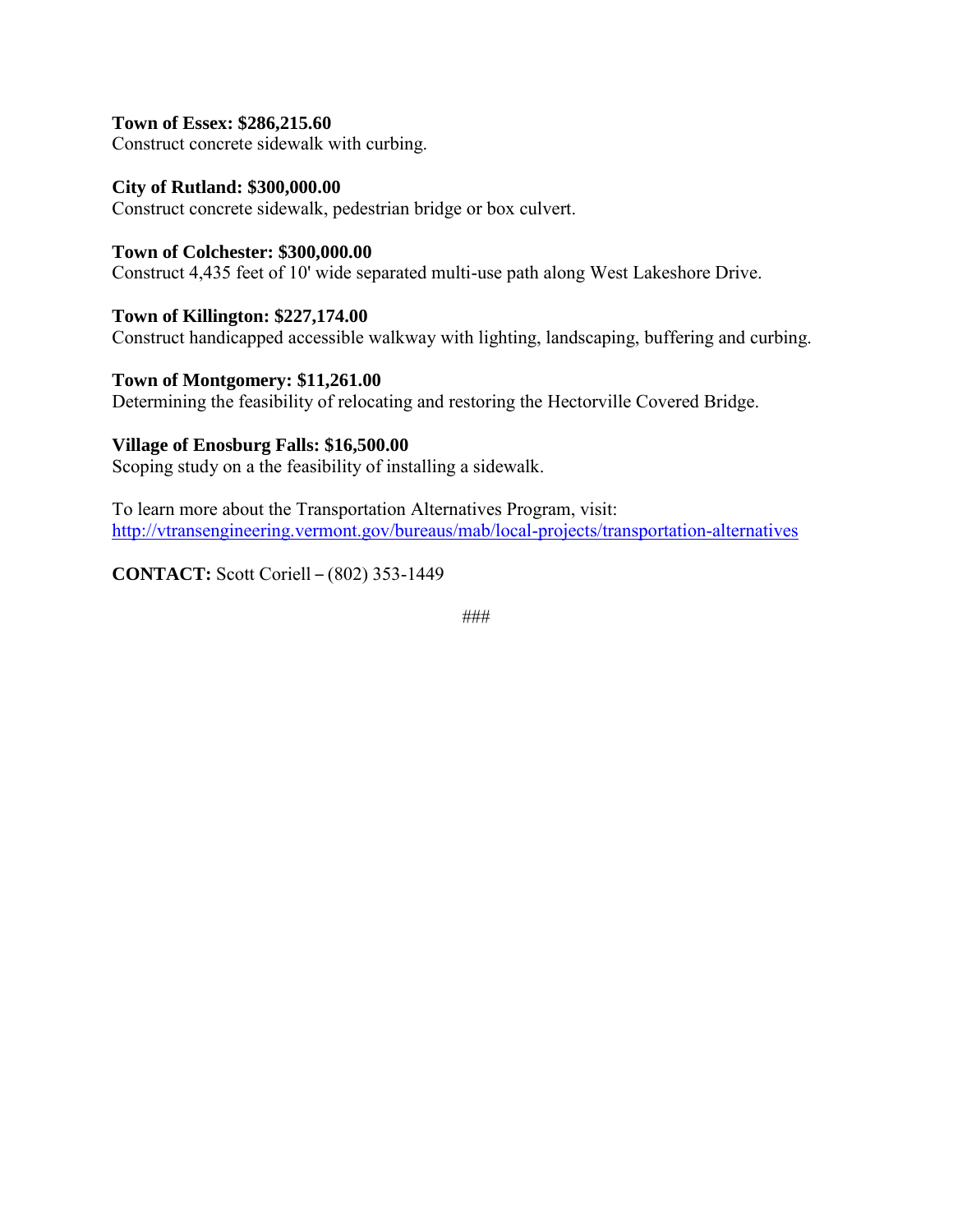**Town of Essex: $286,215.60**
Construct concrete sidewalk with curbing.

**City of Rutland: $300,000.00**
Construct concrete sidewalk, pedestrian bridge or box culvert.

**Town of Colchester: $300,000.00**
Construct 4,435 feet of 10' wide separated multi-use path along West Lakeshore Drive.

**Town of Killington: $227,174.00**
Construct handicapped accessible walkway with lighting, landscaping, buffering and curbing.

**Town of Montgomery: $11,261.00**
Determining the feasibility of relocating and restoring the Hectorville Covered Bridge.

**Village of Enosburg Falls: $16,500.00**
Scoping study on a the feasibility of installing a sidewalk.

To learn more about the Transportation Alternatives Program, visit:
[http://vtransengineering.vermont.gov/bureaus/mab/local-projects/transportation-alternatives](http://vtransengineering.vermont.gov/bureaus/mab/local-projects/transportation-alternatives)

**CONTACT:** Scott Coriell – (802) 353-1449

###